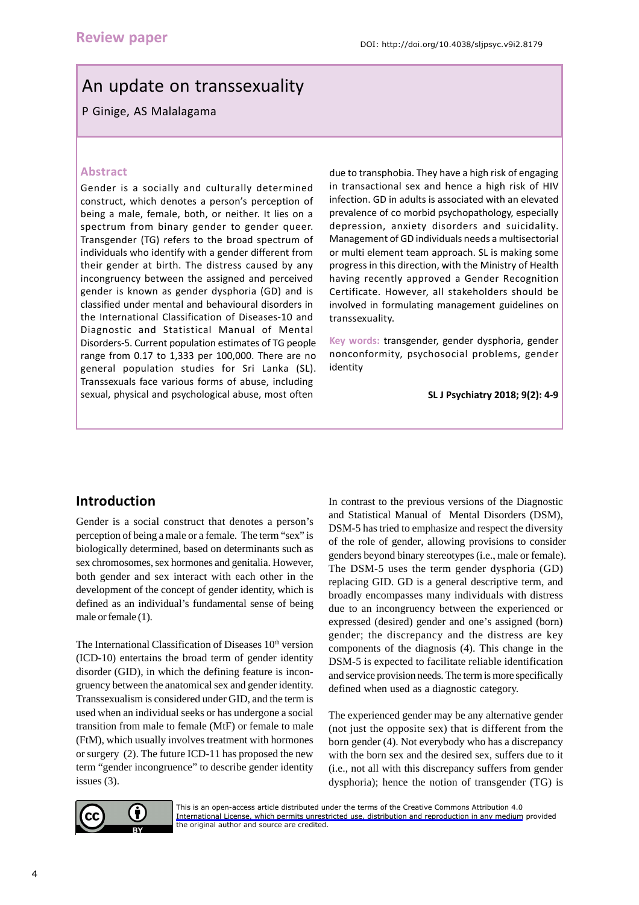Review paper

DOI: http://doi.org/10.4038/sljpsyc.v9i2.8179

# An update on transsexuality

P Ginige, AS Malalagama

## Abstract

Gender is a socially and culturally determined construct, which denotes a person's perception of being a male, female, both, or neither. It lies on a spectrum from binary gender to gender queer. Transgender (TG) refers to the broad spectrum of individuals who identify with a gender different from their gender at birth. The distress caused by any incongruency between the assigned and perceived gender is known as gender dysphoria (GD) and is classified under mental and behavioural disorders in the International Classification of Diseases-10 and Diagnostic and Statistical Manual of Mental Disorders-5. Current population estimates of TG people range from 0.17 to 1,333 per 100,000. There are no general population studies for Sri Lanka (SL). Transsexuals face various forms of abuse, including sexual, physical and psychological abuse, most often due to transphobia. They have a high risk of engaging in transactional sex and hence a high risk of HIV infection. GD in adults is associated with an elevated prevalence of co morbid psychopathology, especially depression, anxiety disorders and suicidality. Management of GD individuals needs a multisectorial or multi element team approach. SL is making some progress in this direction, with the Ministry of Health having recently approved a Gender Recognition Certificate. However, all stakeholders should be involved in formulating management guidelines on transsexuality.

**Key words:** transgender, gender dysphoria, gender nonconformity, psychosocial problems, gender identity

**SL J Psychiatry 2018; 9(2): 4-9**

## Introduction

Gender is a social construct that denotes a person's perception of being a male or a female. The term "sex" is biologically determined, based on determinants such as sex chromosomes, sex hormones and genitalia. However, both gender and sex interact with each other in the development of the concept of gender identity, which is defined as an individual's fundamental sense of being male or female (1).

The International Classification of Diseases 10th version (ICD-10) entertains the broad term of gender identity disorder (GID), in which the defining feature is incongruency between the anatomical sex and gender identity. Transsexualism is considered under GID, and the term is used when an individual seeks or has undergone a social transition from male to female (MtF) or female to male (FtM), which usually involves treatment with hormones or surgery (2). The future ICD-11 has proposed the new term "gender incongruence" to describe gender identity issues (3).

In contrast to the previous versions of the Diagnostic and Statistical Manual of Mental Disorders (DSM), DSM-5 has tried to emphasize and respect the diversity of the role of gender, allowing provisions to consider genders beyond binary stereotypes (i.e., male or female). The DSM-5 uses the term gender dysphoria (GD) replacing GID. GD is a general descriptive term, and broadly encompasses many individuals with distress due to an incongruency between the experienced or expressed (desired) gender and one's assigned (born) gender; the discrepancy and the distress are key components of the diagnosis (4). This change in the DSM-5 is expected to facilitate reliable identification and service provision needs. The term is more specifically defined when used as a diagnostic category.

The experienced gender may be any alternative gender (not just the opposite sex) that is different from the born gender (4). Not everybody who has a discrepancy with the born sex and the desired sex, suffers due to it (i.e., not all with this discrepancy suffers from gender dysphoria); hence the notion of transgender (TG) is

This is an open-access article distributed under the terms of the Creative Commons Attribution 4.0 International License, which permits unrestricted use, distribution and reproduction in any medium provided the original author and source are credited.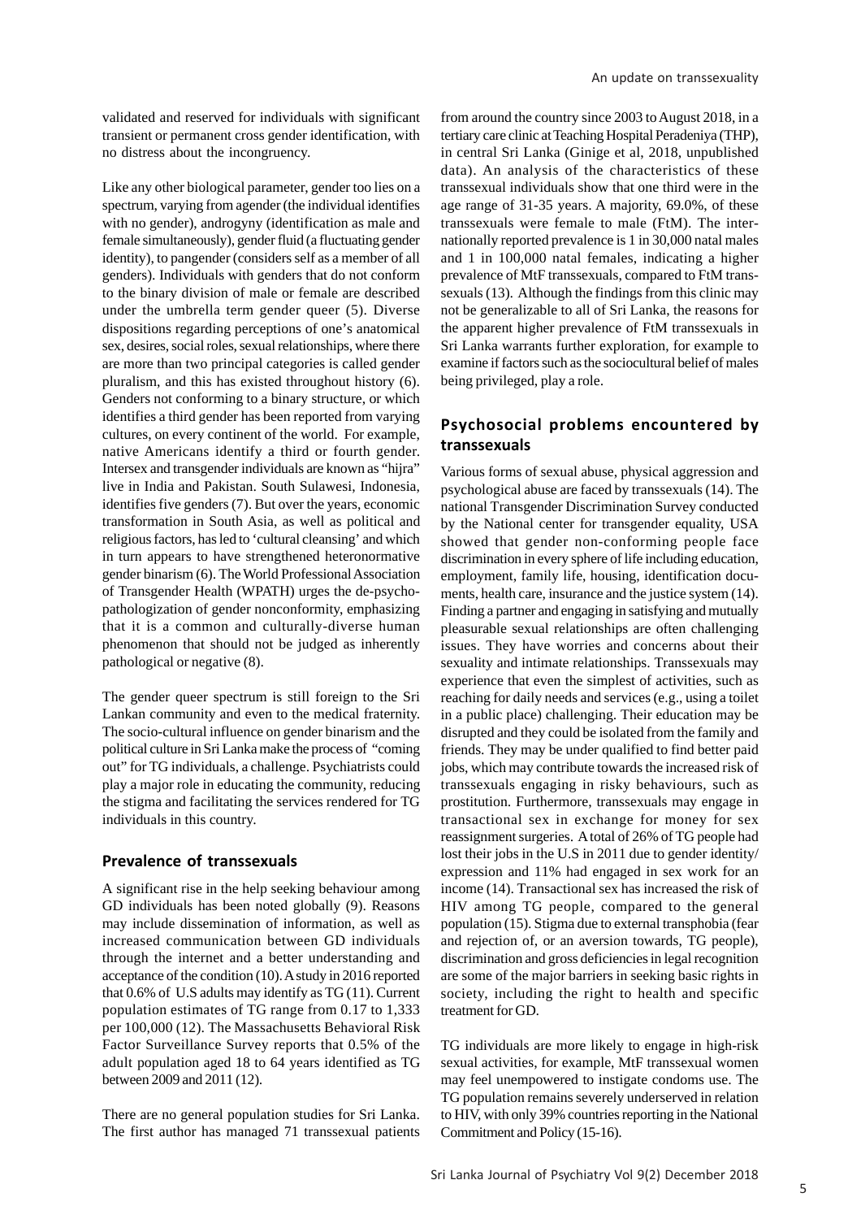validated and reserved for individuals with significant transient or permanent cross gender identification, with no distress about the incongruency.

Like any other biological parameter, gender too lies on a spectrum, varying from agender (the individual identifies with no gender), androgyny (identification as male and female simultaneously), gender fluid (a fluctuating gender identity), to pangender (considers self as a member of all genders). Individuals with genders that do not conform to the binary division of male or female are described under the umbrella term gender queer (5). Diverse dispositions regarding perceptions of one's anatomical sex, desires, social roles, sexual relationships, where there are more than two principal categories is called gender pluralism, and this has existed throughout history (6). Genders not conforming to a binary structure, or which identifies a third gender has been reported from varying cultures, on every continent of the world. For example, native Americans identify a third or fourth gender. Intersex and transgender individuals are known as "hijra" live in India and Pakistan. South Sulawesi, Indonesia, identifies five genders (7). But over the years, economic transformation in South Asia, as well as political and religious factors, has led to 'cultural cleansing' and which in turn appears to have strengthened heteronormative gender binarism (6). The World Professional Association of Transgender Health (WPATH) urges the de-psychopathologization of gender nonconformity, emphasizing that it is a common and culturally-diverse human phenomenon that should not be judged as inherently pathological or negative (8).

The gender queer spectrum is still foreign to the Sri Lankan community and even to the medical fraternity. The socio-cultural influence on gender binarism and the political culture in Sri Lanka make the process of "coming out" for TG individuals, a challenge. Psychiatrists could play a major role in educating the community, reducing the stigma and facilitating the services rendered for TG individuals in this country.

## Prevalence of transsexuals

A significant rise in the help seeking behaviour among GD individuals has been noted globally (9). Reasons may include dissemination of information, as well as increased communication between GD individuals through the internet and a better understanding and acceptance of the condition (10). A study in 2016 reported that 0.6% of U.S adults may identify as TG (11). Current population estimates of TG range from 0.17 to 1,333 per 100,000 (12). The Massachusetts Behavioral Risk Factor Surveillance Survey reports that 0.5% of the adult population aged 18 to 64 years identified as TG between 2009 and 2011 (12).

There are no general population studies for Sri Lanka. The first author has managed 71 transsexual patients from around the country since 2003 to August 2018, in a tertiary care clinic at Teaching Hospital Peradeniya (THP), in central Sri Lanka (Ginige et al, 2018, unpublished data). An analysis of the characteristics of these transsexual individuals show that one third were in the age range of 31-35 years. A majority, 69.0%, of these transsexuals were female to male (FtM). The internationally reported prevalence is 1 in 30,000 natal males and 1 in 100,000 natal females, indicating a higher prevalence of MtF transsexuals, compared to FtM transsexuals (13). Although the findings from this clinic may not be generalizable to all of Sri Lanka, the reasons for the apparent higher prevalence of FtM transsexuals in Sri Lanka warrants further exploration, for example to examine if factors such as the sociocultural belief of males being privileged, play a role.

## Psychosocial problems encountered by transsexuals

Various forms of sexual abuse, physical aggression and psychological abuse are faced by transsexuals (14). The national Transgender Discrimination Survey conducted by the National center for transgender equality, USA showed that gender non-conforming people face discrimination in every sphere of life including education, employment, family life, housing, identification documents, health care, insurance and the justice system (14). Finding a partner and engaging in satisfying and mutually pleasurable sexual relationships are often challenging issues. They have worries and concerns about their sexuality and intimate relationships. Transsexuals may experience that even the simplest of activities, such as reaching for daily needs and services (e.g., using a toilet in a public place) challenging. Their education may be disrupted and they could be isolated from the family and friends. They may be under qualified to find better paid jobs, which may contribute towards the increased risk of transsexuals engaging in risky behaviours, such as prostitution. Furthermore, transsexuals may engage in transactional sex in exchange for money for sex reassignment surgeries. A total of 26% of TG people had lost their jobs in the U.S in 2011 due to gender identity/ expression and 11% had engaged in sex work for an income (14). Transactional sex has increased the risk of HIV among TG people, compared to the general population (15). Stigma due to external transphobia (fear and rejection of, or an aversion towards, TG people), discrimination and gross deficiencies in legal recognition are some of the major barriers in seeking basic rights in society, including the right to health and specific treatment for GD.

TG individuals are more likely to engage in high-risk sexual activities, for example, MtF transsexual women may feel unempowered to instigate condoms use. The TG population remains severely underserved in relation to HIV, with only 39% countries reporting in the National Commitment and Policy (15-16).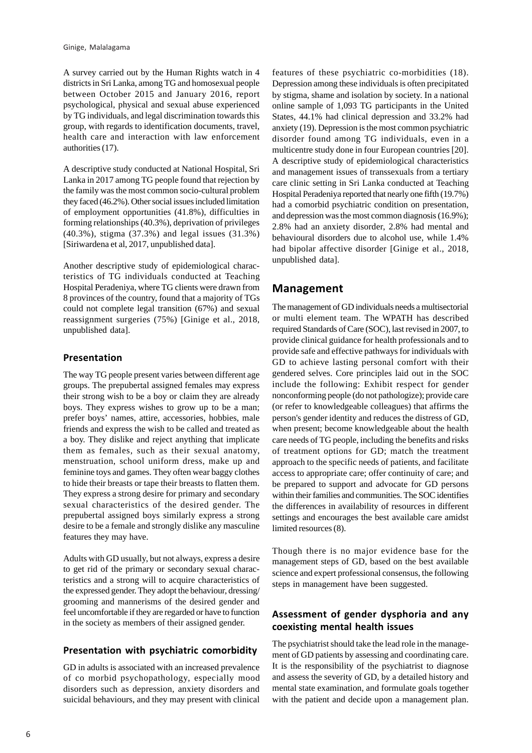A survey carried out by the Human Rights watch in 4 districts in Sri Lanka, among TG and homosexual people between October 2015 and January 2016, report psychological, physical and sexual abuse experienced by TG individuals, and legal discrimination towards this group, with regards to identification documents, travel, health care and interaction with law enforcement authorities (17).

A descriptive study conducted at National Hospital, Sri Lanka in 2017 among TG people found that rejection by the family was the most common socio-cultural problem they faced (46.2%). Other social issues included limitation of employment opportunities (41.8%), difficulties in forming relationships (40.3%), deprivation of privileges (40.3%), stigma (37.3%) and legal issues (31.3%) [Siriwardena et al, 2017, unpublished data].

Another descriptive study of epidemiological characteristics of TG individuals conducted at Teaching Hospital Peradeniya, where TG clients were drawn from 8 provinces of the country, found that a majority of TGs could not complete legal transition (67%) and sexual reassignment surgeries (75%) [Ginige et al., 2018, unpublished data].

### Presentation

The way TG people present varies between different age groups. The prepubertal assigned females may express their strong wish to be a boy or claim they are already boys. They express wishes to grow up to be a man; prefer boys' names, attire, accessories, hobbies, male friends and express the wish to be called and treated as a boy. They dislike and reject anything that implicate them as females, such as their sexual anatomy, menstruation, school uniform dress, make up and feminine toys and games. They often wear baggy clothes to hide their breasts or tape their breasts to flatten them. They express a strong desire for primary and secondary sexual characteristics of the desired gender. The prepubertal assigned boys similarly express a strong desire to be a female and strongly dislike any masculine features they may have.

Adults with GD usually, but not always, express a desire to get rid of the primary or secondary sexual characteristics and a strong will to acquire characteristics of the expressed gender. They adopt the behaviour, dressing/grooming and mannerisms of the desired gender and feel uncomfortable if they are regarded or have to function in the society as members of their assigned gender.

### Presentation with psychiatric comorbidity

GD in adults is associated with an increased prevalence of co morbid psychopathology, especially mood disorders such as depression, anxiety disorders and suicidal behaviours, and they may present with clinical features of these psychiatric co-morbidities (18). Depression among these individuals is often precipitated by stigma, shame and isolation by society. In a national online sample of 1,093 TG participants in the United States, 44.1% had clinical depression and 33.2% had anxiety (19). Depression is the most common psychiatric disorder found among TG individuals, even in a multicentre study done in four European countries [20]. A descriptive study of epidemiological characteristics and management issues of transsexuals from a tertiary care clinic setting in Sri Lanka conducted at Teaching Hospital Peradeniya reported that nearly one fifth (19.7%) had a comorbid psychiatric condition on presentation, and depression was the most common diagnosis (16.9%); 2.8% had an anxiety disorder, 2.8% had mental and behavioural disorders due to alcohol use, while 1.4% had bipolar affective disorder [Ginige et al., 2018, unpublished data].

## Management

The management of GD individuals needs a multisectorial or multi element team. The WPATH has described required Standards of Care (SOC), last revised in 2007, to provide clinical guidance for health professionals and to provide safe and effective pathways for individuals with GD to achieve lasting personal comfort with their gendered selves. Core principles laid out in the SOC include the following: Exhibit respect for gender nonconforming people (do not pathologize); provide care (or refer to knowledgeable colleagues) that affirms the person's gender identity and reduces the distress of GD, when present; become knowledgeable about the health care needs of TG people, including the benefits and risks of treatment options for GD; match the treatment approach to the specific needs of patients, and facilitate access to appropriate care; offer continuity of care; and be prepared to support and advocate for GD persons within their families and communities. The SOC identifies the differences in availability of resources in different settings and encourages the best available care amidst limited resources (8).

Though there is no major evidence base for the management steps of GD, based on the best available science and expert professional consensus, the following steps in management have been suggested.

### Assessment of gender dysphoria and any coexisting mental health issues

The psychiatrist should take the lead role in the management of GD patients by assessing and coordinating care. It is the responsibility of the psychiatrist to diagnose and assess the severity of GD, by a detailed history and mental state examination, and formulate goals together with the patient and decide upon a management plan.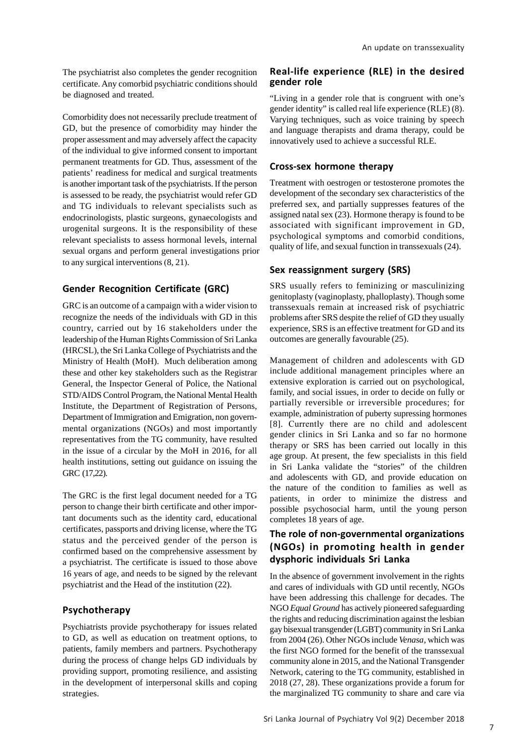The psychiatrist also completes the gender recognition certificate. Any comorbid psychiatric conditions should be diagnosed and treated.

Comorbidity does not necessarily preclude treatment of GD, but the presence of comorbidity may hinder the proper assessment and may adversely affect the capacity of the individual to give informed consent to important permanent treatments for GD. Thus, assessment of the patients' readiness for medical and surgical treatments is another important task of the psychiatrists. If the person is assessed to be ready, the psychiatrist would refer GD and TG individuals to relevant specialists such as endocrinologists, plastic surgeons, gynaecologists and urogenital surgeons. It is the responsibility of these relevant specialists to assess hormonal levels, internal sexual organs and perform general investigations prior to any surgical interventions (8, 21).

## Gender Recognition Certificate (GRC)

GRC is an outcome of a campaign with a wider vision to recognize the needs of the individuals with GD in this country, carried out by 16 stakeholders under the leadership of the Human Rights Commission of Sri Lanka (HRCSL), the Sri Lanka College of Psychiatrists and the Ministry of Health (MoH). Much deliberation among these and other key stakeholders such as the Registrar General, the Inspector General of Police, the National STD/AIDS Control Program, the National Mental Health Institute, the Department of Registration of Persons, Department of Immigration and Emigration, non governmental organizations (NGOs) and most importantly representatives from the TG community, have resulted in the issue of a circular by the MoH in 2016, for all health institutions, setting out guidance on issuing the GRC (17,22).

The GRC is the first legal document needed for a TG person to change their birth certificate and other important documents such as the identity card, educational certificates, passports and driving license, where the TG status and the perceived gender of the person is confirmed based on the comprehensive assessment by a psychiatrist. The certificate is issued to those above 16 years of age, and needs to be signed by the relevant psychiatrist and the Head of the institution (22).

## Psychotherapy

Psychiatrists provide psychotherapy for issues related to GD, as well as education on treatment options, to patients, family members and partners. Psychotherapy during the process of change helps GD individuals by providing support, promoting resilience, and assisting in the development of interpersonal skills and coping strategies.

## Real-life experience (RLE) in the desired gender role

"Living in a gender role that is congruent with one's gender identity" is called real life experience (RLE) (8). Varying techniques, such as voice training by speech and language therapists and drama therapy, could be innovatively used to achieve a successful RLE.

## Cross-sex hormone therapy

Treatment with oestrogen or testosterone promotes the development of the secondary sex characteristics of the preferred sex, and partially suppresses features of the assigned natal sex (23). Hormone therapy is found to be associated with significant improvement in GD, psychological symptoms and comorbid conditions, quality of life, and sexual function in transsexuals (24).

## Sex reassignment surgery (SRS)

SRS usually refers to feminizing or masculinizing genitoplasty (vaginoplasty, phalloplasty). Though some transsexuals remain at increased risk of psychiatric problems after SRS despite the relief of GD they usually experience, SRS is an effective treatment for GD and its outcomes are generally favourable (25).

Management of children and adolescents with GD include additional management principles where an extensive exploration is carried out on psychological, family, and social issues, in order to decide on fully or partially reversible or irreversible procedures; for example, administration of puberty supressing hormones [8]. Currently there are no child and adolescent gender clinics in Sri Lanka and so far no hormone therapy or SRS has been carried out locally in this age group. At present, the few specialists in this field in Sri Lanka validate the "stories" of the children and adolescents with GD, and provide education on the nature of the condition to families as well as patients, in order to minimize the distress and possible psychosocial harm, until the young person completes 18 years of age.

## The role of non-governmental organizations (NGOs) in promoting health in gender dysphoric individuals Sri Lanka

In the absence of government involvement in the rights and cares of individuals with GD until recently, NGOs have been addressing this challenge for decades. The NGO *Equal Ground* has actively pioneered safeguarding the rights and reducing discrimination against the lesbian gay bisexual transgender (LGBT) community in Sri Lanka from 2004 (26). Other NGOs include *Venasa*, which was the first NGO formed for the benefit of the transsexual community alone in 2015, and the National Transgender Network, catering to the TG community, established in 2018 (27, 28). These organizations provide a forum for the marginalized TG community to share and care via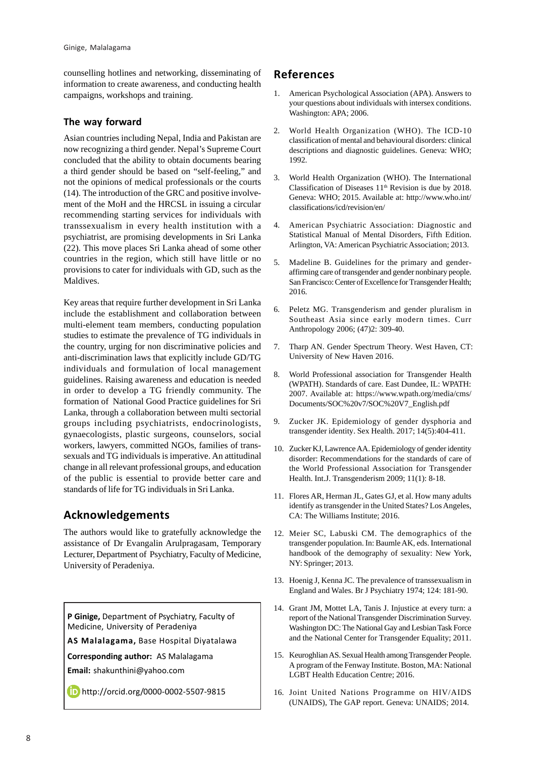counselling hotlines and networking, disseminating of information to create awareness, and conducting health campaigns, workshops and training.

### The way forward

Asian countries including Nepal, India and Pakistan are now recognizing a third gender. Nepal's Supreme Court concluded that the ability to obtain documents bearing a third gender should be based on "self-feeling," and not the opinions of medical professionals or the courts (14). The introduction of the GRC and positive involvement of the MoH and the HRCSL in issuing a circular recommending starting services for individuals with transsexualism in every health institution with a psychiatrist, are promising developments in Sri Lanka (22). This move places Sri Lanka ahead of some other countries in the region, which still have little or no provisions to cater for individuals with GD, such as the Maldives.

Key areas that require further development in Sri Lanka include the establishment and collaboration between multi-element team members, conducting population studies to estimate the prevalence of TG individuals in the country, urging for non discriminative policies and anti-discrimination laws that explicitly include GD/TG individuals and formulation of local management guidelines. Raising awareness and education is needed in order to develop a TG friendly community. The formation of National Good Practice guidelines for Sri Lanka, through a collaboration between multi sectorial groups including psychiatrists, endocrinologists, gynaecologists, plastic surgeons, counselors, social workers, lawyers, committed NGOs, families of transsexuals and TG individuals is imperative. An attitudinal change in all relevant professional groups, and education of the public is essential to provide better care and standards of life for TG individuals in Sri Lanka.

## Acknowledgements

The authors would like to gratefully acknowledge the assistance of Dr Evangalin Arulpragasam, Temporary Lecturer, Department of Psychiatry, Faculty of Medicine, University of Peradeniya.

**P Ginige,** Department of Psychiatry, Faculty of Medicine, University of Peradeniya

**AS Malalagama,** Base Hospital Diyatalawa

**Corresponding author:** AS Malalagama

**Email:** shakunthini@yahoo.com

http://orcid.org/0000-0002-5507-9815

## References

1. American Psychological Association (APA). Answers to your questions about individuals with intersex conditions. Washington: APA; 2006.
2. World Health Organization (WHO). The ICD-10 classification of mental and behavioural disorders: clinical descriptions and diagnostic guidelines. Geneva: WHO; 1992.
3. World Health Organization (WHO). The International Classification of Diseases 11th Revision is due by 2018. Geneva: WHO; 2015. Available at: http://www.who.int/classifications/icd/revision/en/
4. American Psychiatric Association: Diagnostic and Statistical Manual of Mental Disorders, Fifth Edition. Arlington, VA: American Psychiatric Association; 2013.
5. Madeline B. Guidelines for the primary and gender-affirming care of transgender and gender nonbinary people. San Francisco: Center of Excellence for Transgender Health; 2016.
6. Peletz MG. Transgenderism and gender pluralism in Southeast Asia since early modern times. Curr Anthropology 2006; (47)2: 309-40.
7. Tharp AN. Gender Spectrum Theory. West Haven, CT: University of New Haven 2016.
8. World Professional association for Transgender Health (WPATH). Standards of care. East Dundee, IL: WPATH: 2007. Available at: https://www.wpath.org/media/cms/Documents/SOC%20v7/SOC%20V7_English.pdf
9. Zucker JK. Epidemiology of gender dysphoria and transgender identity. Sex Health. 2017; 14(5):404-411.
10. Zucker KJ, Lawrence AA. Epidemiology of gender identity disorder: Recommendations for the standards of care of the World Professional Association for Transgender Health. Int.J. Transgenderism 2009; 11(1): 8-18.
11. Flores AR, Herman JL, Gates GJ, et al. How many adults identify as transgender in the United States? Los Angeles, CA: The Williams Institute; 2016.
12. Meier SC, Labuski CM. The demographics of the transgender population. In: Baumle AK, eds. International handbook of the demography of sexuality: New York, NY: Springer; 2013.
13. Hoenig J, Kenna JC. The prevalence of transsexualism in England and Wales. Br J Psychiatry 1974; 124: 181-90.
14. Grant JM, Mottet LA, Tanis J. Injustice at every turn: a report of the National Transgender Discrimination Survey. Washington DC: The National Gay and Lesbian Task Force and the National Center for Transgender Equality; 2011.
15. Keuroghlian AS. Sexual Health among Transgender People. A program of the Fenway Institute. Boston, MA: National LGBT Health Education Centre; 2016.
16. Joint United Nations Programme on HIV/AIDS (UNAIDS), The GAP report. Geneva: UNAIDS; 2014.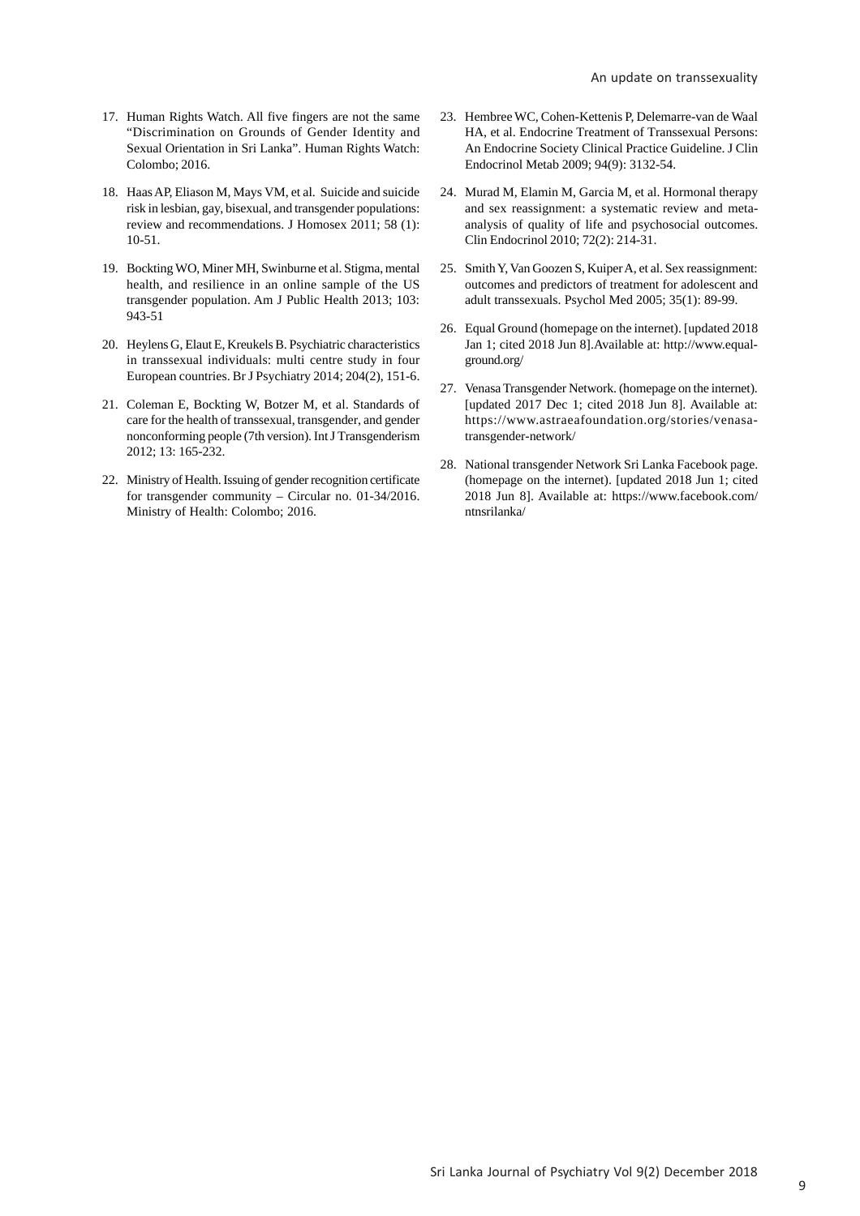17. Human Rights Watch. All five fingers are not the same "Discrimination on Grounds of Gender Identity and Sexual Orientation in Sri Lanka". Human Rights Watch: Colombo; 2016.

18. Haas AP, Eliason M, Mays VM, et al. Suicide and suicide risk in lesbian, gay, bisexual, and transgender populations: review and recommendations. J Homosex 2011; 58 (1): 10-51.

19. Bockting WO, Miner MH, Swinburne et al. Stigma, mental health, and resilience in an online sample of the US transgender population. Am J Public Health 2013; 103: 943-51

20. Heylens G, Elaut E, Kreukels B. Psychiatric characteristics in transsexual individuals: multi centre study in four European countries. Br J Psychiatry 2014; 204(2), 151-6.

21. Coleman E, Bockting W, Botzer M, et al. Standards of care for the health of transsexual, transgender, and gender nonconforming people (7th version). Int J Transgenderism 2012; 13: 165-232.

22. Ministry of Health. Issuing of gender recognition certificate for transgender community – Circular no. 01-34/2016. Ministry of Health: Colombo; 2016.

23. Hembree WC, Cohen-Kettenis P, Delemarre-van de Waal HA, et al. Endocrine Treatment of Transsexual Persons: An Endocrine Society Clinical Practice Guideline. J Clin Endocrinol Metab 2009; 94(9): 3132-54.

24. Murad M, Elamin M, Garcia M, et al. Hormonal therapy and sex reassignment: a systematic review and meta-analysis of quality of life and psychosocial outcomes. Clin Endocrinol 2010; 72(2): 214-31.

25. Smith Y, Van Goozen S, Kuiper A, et al. Sex reassignment: outcomes and predictors of treatment for adolescent and adult transsexuals. Psychol Med 2005; 35(1): 89-99.

26. Equal Ground (homepage on the internet). [updated 2018 Jan 1; cited 2018 Jun 8].Available at: http://www.equal-ground.org/

27. Venasa Transgender Network. (homepage on the internet). [updated 2017 Dec 1; cited 2018 Jun 8]. Available at: https://www.astraeafoundation.org/stories/venasa-transgender-network/

28. National transgender Network Sri Lanka Facebook page. (homepage on the internet). [updated 2018 Jun 1; cited 2018 Jun 8]. Available at: https://www.facebook.com/ntnsrilanka/